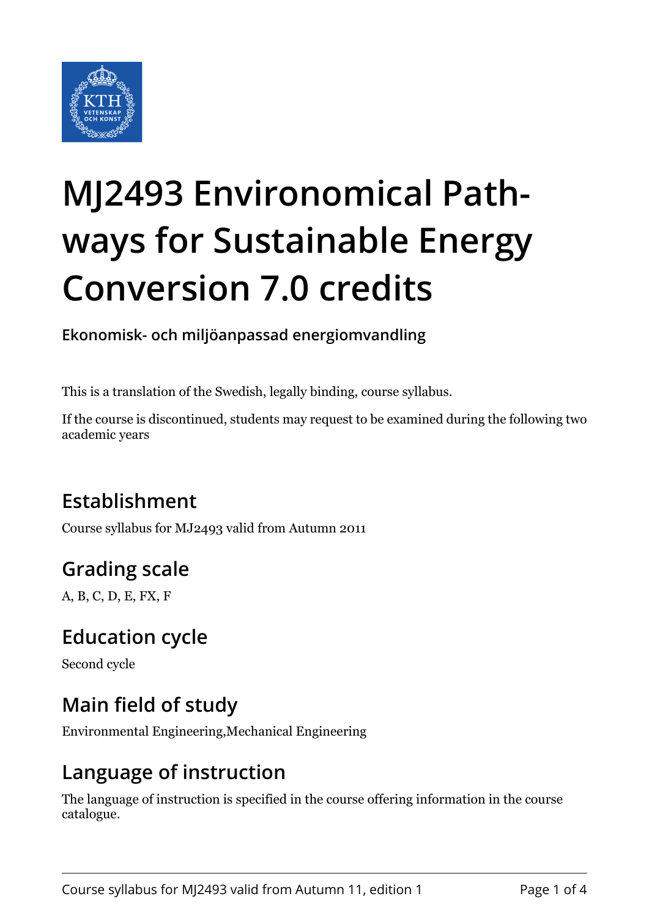# MJ2493 Environomical Pathways for Sustainable Energy Conversion 7.0 credits

**Ekonomisk- och miljöanpassad energiomvandling**

This is a translation of the Swedish, legally binding, course syllabus.

If the course is discontinued, students may request to be examined during the following two academic years

## Establishment

Course syllabus for MJ2493 valid from Autumn 2011

## Grading scale

A, B, C, D, E, FX, F

## Education cycle

Second cycle

## Main field of study

Environmental Engineering,Mechanical Engineering

## Language of instruction

The language of instruction is specified in the course offering information in the course catalogue.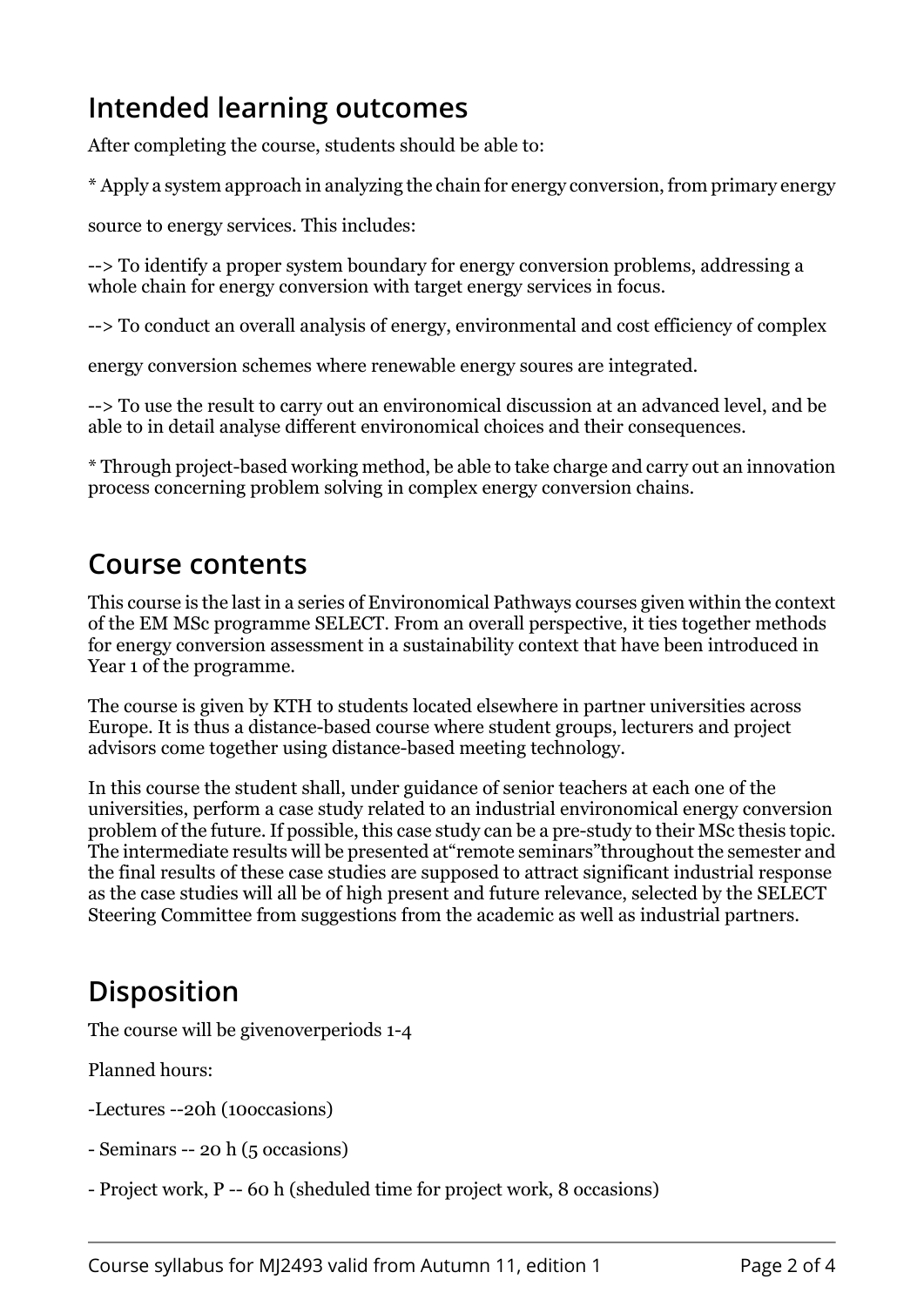## Intended learning outcomes

After completing the course, students should be able to:

* Apply a system approach in analyzing the chain for energy conversion, from primary energy source to energy services. This includes:

--> To identify a proper system boundary for energy conversion problems, addressing a whole chain for energy conversion with target energy services in focus.

--> To conduct an overall analysis of energy, environmental and cost efficiency of complex energy conversion schemes where renewable energy soures are integrated.

--> To use the result to carry out an environomical discussion at an advanced level, and be able to in detail analyse different environomical choices and their consequences.

* Through project-based working method, be able to take charge and carry out an innovation process concerning problem solving in complex energy conversion chains.

## Course contents

This course is the last in a series of Environomical Pathways courses given within the context of the EM MSc programme SELECT. From an overall perspective, it ties together methods for energy conversion assessment in a sustainability context that have been introduced in Year 1 of the programme.

The course is given by KTH to students located elsewhere in partner universities across Europe. It is thus a distance-based course where student groups, lecturers and project advisors come together using distance-based meeting technology.

In this course the student shall, under guidance of senior teachers at each one of the universities, perform a case study related to an industrial environomical energy conversion problem of the future. If possible, this case study can be a pre-study to their MSc thesis topic. The intermediate results will be presented at“remote seminars”throughout the semester and the final results of these case studies are supposed to attract significant industrial response as the case studies will all be of high present and future relevance, selected by the SELECT Steering Committee from suggestions from the academic as well as industrial partners.

## Disposition

The course will be givenoverperiods 1-4

Planned hours:

-Lectures --20h (10occasions)

- Seminars -- 20 h (5 occasions)

- Project work, P -- 60 h (sheduled time for project work, 8 occasions)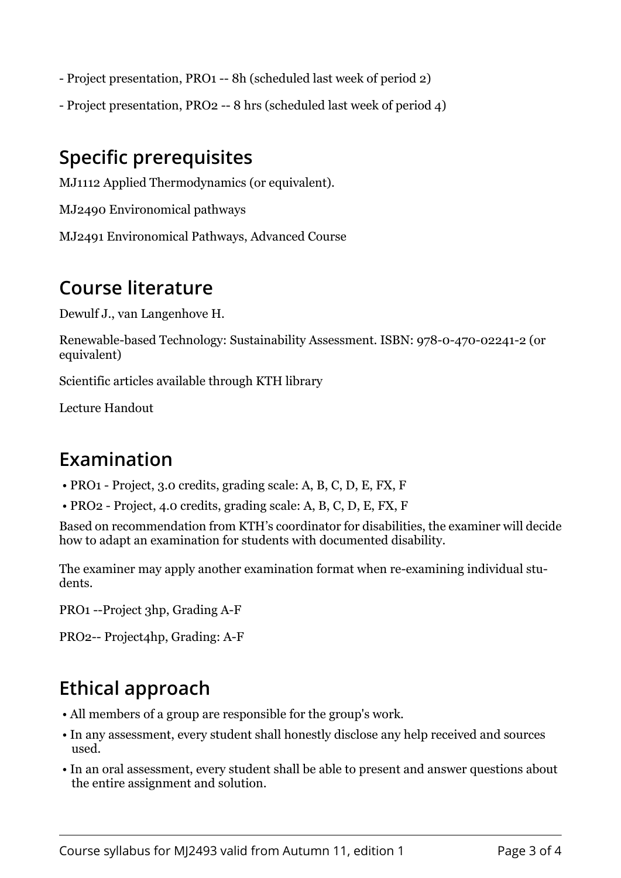- Project presentation, PRO1 -- 8h (scheduled last week of period 2)

- Project presentation, PRO2 -- 8 hrs (scheduled last week of period 4)

## Specific prerequisites

MJ1112 Applied Thermodynamics (or equivalent).

MJ2490 Environomical pathways

MJ2491 Environomical Pathways, Advanced Course

## Course literature

Dewulf J., van Langenhove H.

Renewable-based Technology: Sustainability Assessment. ISBN: 978-0-470-02241-2 (or equivalent)

Scientific articles available through KTH library

Lecture Handout

## Examination

- PRO1 - Project, 3.0 credits, grading scale: A, B, C, D, E, FX, F
- PRO2 - Project, 4.0 credits, grading scale: A, B, C, D, E, FX, F

Based on recommendation from KTH's coordinator for disabilities, the examiner will decide how to adapt an examination for students with documented disability.

The examiner may apply another examination format when re-examining individual students.

PRO1 --Project 3hp, Grading A-F

PRO2-- Project4hp, Grading: A-F

## Ethical approach

- All members of a group are responsible for the group's work.
- In any assessment, every student shall honestly disclose any help received and sources used.
- In an oral assessment, every student shall be able to present and answer questions about the entire assignment and solution.